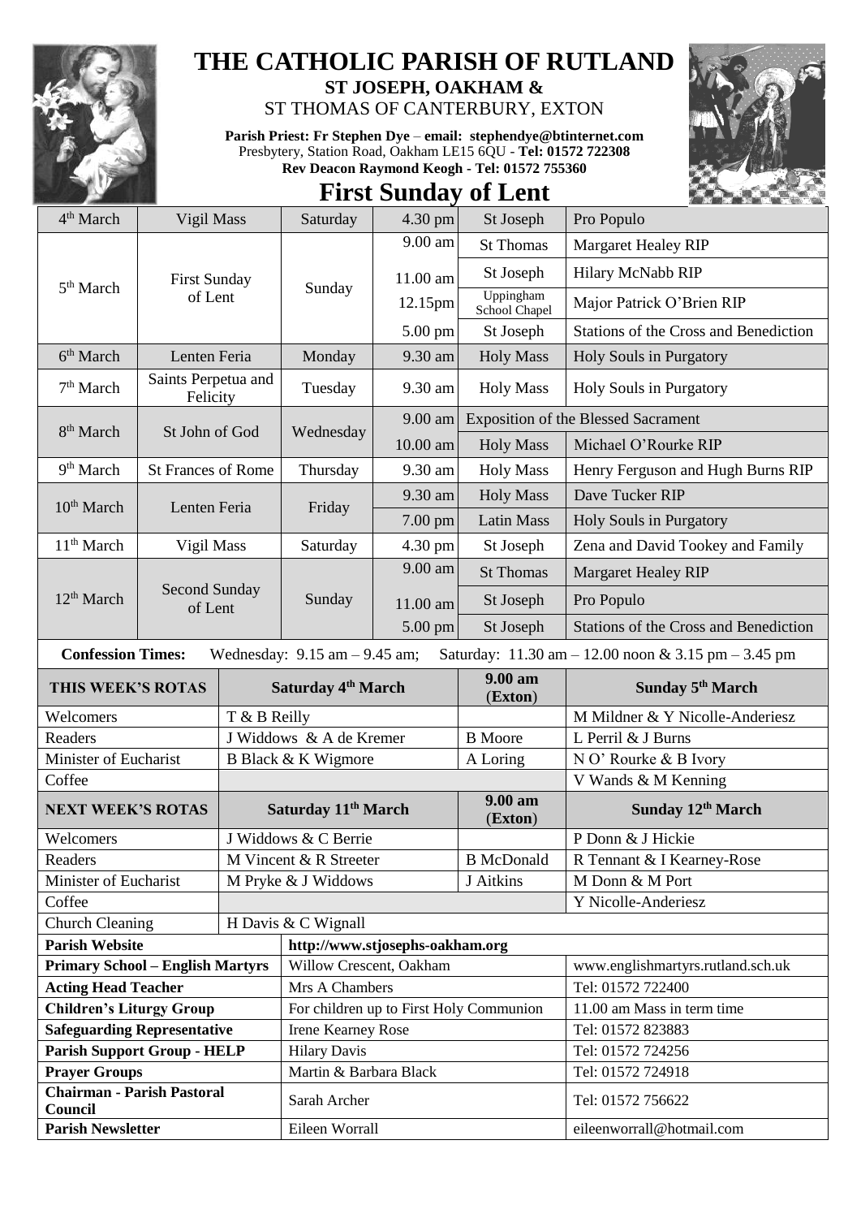# THE CATHOLIC PARISH OF RUTLAND

**ST JOSEPH, OAKHAM &**

ST THOMAS OF CANTERBURY, EXTON

**Parish Priest: Fr Stephen Dye** – **email: stephendye@btinternet.com**
Presbytery, Station Road, Oakham LE15 6QU - **Tel: 01572 722308**
**Rev Deacon Raymond Keogh - Tel: 01572 755360**

## First Sunday of Lent

| | | | | | |
|---|---|---|---|---|---|
| 4th March | Vigil Mass | Saturday | 4.30 pm | St Joseph | Pro Populo |
| 5th March | First Sunday of Lent | Sunday | 9.00 am | St Thomas | Margaret Healey RIP |
| | | | 11.00 am | St Joseph | Hilary McNabb RIP |
| | | | 12.15pm | Uppingham School Chapel | Major Patrick O'Brien RIP |
| | | | 5.00 pm | St Joseph | Stations of the Cross and Benediction |
| 6th March | Lenten Feria | Monday | 9.30 am | Holy Mass | Holy Souls in Purgatory |
| 7th March | Saints Perpetua and Felicity | Tuesday | 9.30 am | Holy Mass | Holy Souls in Purgatory |
| 8th March | St John of God | Wednesday | 9.00 am | Exposition of the Blessed Sacrament | |
| | | | 10.00 am | Holy Mass | Michael O'Rourke RIP |
| 9th March | St Frances of Rome | Thursday | 9.30 am | Holy Mass | Henry Ferguson and Hugh Burns RIP |
| 10th March | Lenten Feria | Friday | 9.30 am | Holy Mass | Dave Tucker RIP |
| | | | 7.00 pm | Latin Mass | Holy Souls in Purgatory |
| 11th March | Vigil Mass | Saturday | 4.30 pm | St Joseph | Zena and David Tookey and Family |
| 12th March | Second Sunday of Lent | Sunday | 9.00 am | St Thomas | Margaret Healey RIP |
| | | | 11.00 am | St Joseph | Pro Populo |
| | | | 5.00 pm | St Joseph | Stations of the Cross and Benediction |

**Confession Times:** Wednesday: 9.15 am – 9.45 am; Saturday: 11.30 am – 12.00 noon & 3.15 pm – 3.45 pm

| **THIS WEEK'S ROTAS** | **Saturday 4th March** | **9.00 am (Exton)** | **Sunday 5th March** |
|---|---|---|---|
| Welcomers | T & B Reilly | | M Mildner & Y Nicolle-Anderiesz |
| Readers | J Widdows & A de Kremer | B Moore | L Perril & J Burns |
| Minister of Eucharist | B Black & K Wigmore | A Loring | N O' Rourke & B Ivory |
| Coffee | | | V Wands & M Kenning |
| **NEXT WEEK'S ROTAS** | **Saturday 11th March** | **9.00 am (Exton)** | **Sunday 12th March** |
| Welcomers | J Widdows & C Berrie | | P Donn & J Hickie |
| Readers | M Vincent & R Streeter | B McDonald | R Tennant & I Kearney-Rose |
| Minister of Eucharist | M Pryke & J Widdows | J Aitkins | M Donn & M Port |
| Coffee | | | Y Nicolle-Anderiesz |
| Church Cleaning | H Davis & C Wignall | | |

| | | |
|---|---|---|
| **Parish Website** | http://www.stjosephs-oakham.org | |
| **Primary School – English Martyrs** | Willow Crescent, Oakham | www.englishmartyrs.rutland.sch.uk |
| **Acting Head Teacher** | Mrs A Chambers | Tel: 01572 722400 |
| **Children's Liturgy Group** | For children up to First Holy Communion | 11.00 am Mass in term time |
| **Safeguarding Representative** | Irene Kearney Rose | Tel: 01572 823883 |
| **Parish Support Group - HELP** | Hilary Davis | Tel: 01572 724256 |
| **Prayer Groups** | Martin & Barbara Black | Tel: 01572 724918 |
| **Chairman - Parish Pastoral Council** | Sarah Archer | Tel: 01572 756622 |
| **Parish Newsletter** | Eileen Worrall | eileenworrall@hotmail.com |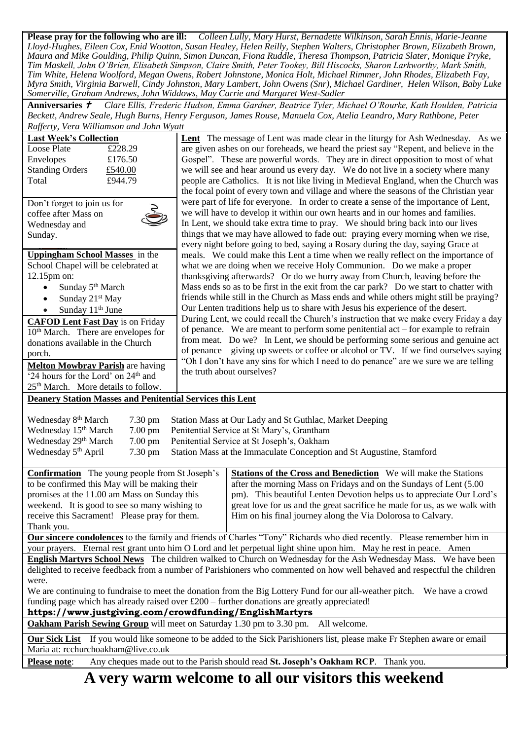**Please pray for the following who are ill:** *Colleen Lully, Mary Hurst, Bernadette Wilkinson, Sarah Ennis, Marie-Jeanne Lloyd-Hughes, Eileen Cox, Enid Wootton, Susan Healey, Helen Reilly, Stephen Walters, Christopher Brown, Elizabeth Brown, Maura and Mike Goulding, Philip Quinn, Simon Duncan, Fiona Ruddle, Theresa Thompson, Patricia Slater, Monique Pryke, Tim Maskell, John O'Brien, Elisabeth Simpson, Claire Smith, Peter Tookey, Bill Hiscocks, Sharon Larkworthy, Mark Smith, Tim White, Helena Woolford, Megan Owens, Robert Johnstone, Monica Holt, Michael Rimmer, John Rhodes, Elizabeth Fay, Myra Smith, Virginia Barwell, Cindy Johnston, Mary Lambert, John Owens (Snr), Michael Gardiner, Helen Wilson, Baby Luke Somerville, Graham Andrews, John Widdows, May Carrie and Margaret West-Sadler*

**Anniversaries** ✝ *Clare Ellis, Frederic Hudson, Emma Gardner, Beatrice Tyler, Michael O'Rourke, Kath Houlden, Patricia Beckett, Andrew Seale, Hugh Burns, Henry Ferguson, James Rouse, Manuela Cox, Atelia Leandro, Mary Rathbone, Peter Rafferty, Vera Williamson and John Wyatt*

**Last Week's Collection**

| | |
|---|---|
| Loose Plate | £228.29 |
| Envelopes | £176.50 |
| Standing Orders | £540.00 |
| Total | £944.79 |

Don't forget to join us for coffee after Mass on Wednesday and Sunday.

**Uppingham School Masses** in the School Chapel will be celebrated at 12.15pm on:

- Sunday 5th March
- Sunday 21st May
- Sunday 11th June

**CAFOD Lent Fast Day** is on Friday 10th March. There are envelopes for donations available in the Church porch.

**Melton Mowbray Parish** are having '24 hours for the Lord' on 24th and 25th March. More details to follow.

**Lent** The message of Lent was made clear in the liturgy for Ash Wednesday. As we are given ashes on our foreheads, we heard the priest say "Repent, and believe in the Gospel". These are powerful words. They are in direct opposition to most of what we will see and hear around us every day. We do not live in a society where many people are Catholics. It is not like living in Medieval England, when the Church was the focal point of every town and village and where the seasons of the Christian year were part of life for everyone. In order to create a sense of the importance of Lent, we will have to develop it within our own hearts and in our homes and families. In Lent, we should take extra time to pray. We should bring back into our lives things that we may have allowed to fade out: praying every morning when we rise, every night before going to bed, saying a Rosary during the day, saying Grace at meals. We could make this Lent a time when we really reflect on the importance of what we are doing when we receive Holy Communion. Do we make a proper thanksgiving afterwards? Or do we hurry away from Church, leaving before the Mass ends so as to be first in the exit from the car park? Do we start to chatter with friends while still in the Church as Mass ends and while others might still be praying? Our Lenten traditions help us to share with Jesus his experience of the desert. During Lent, we could recall the Church's instruction that we make every Friday a day of penance. We are meant to perform some penitential act – for example to refrain from meat. Do we? In Lent, we should be performing some serious and genuine act of penance – giving up sweets or coffee or alcohol or TV. If we find ourselves saying "Oh I don't have any sins for which I need to do penance" are we sure we are telling the truth about ourselves?

**Deanery Station Masses and Penitential Services this Lent**

| | | |
|---|---|---|
| Wednesday 8th March | 7.30 pm | Station Mass at Our Lady and St Guthlac, Market Deeping |
| Wednesday 15th March | 7.00 pm | Penitential Service at St Mary's, Grantham |
| Wednesday 29th March | 7.00 pm | Penitential Service at St Joseph's, Oakham |
| Wednesday 5th April | 7.30 pm | Station Mass at the Immaculate Conception and St Augustine, Stamford |

**Confirmation** The young people from St Joseph's to be confirmed this May will be making their promises at the 11.00 am Mass on Sunday this weekend. It is good to see so many wishing to receive this Sacrament! Please pray for them. Thank you.

**Stations of the Cross and Benediction** We will make the Stations after the morning Mass on Fridays and on the Sundays of Lent (5.00 pm). This beautiful Lenten Devotion helps us to appreciate Our Lord's great love for us and the great sacrifice he made for us, as we walk with Him on his final journey along the Via Dolorosa to Calvary.

**Our sincere condolences** to the family and friends of Charles "Tony" Richards who died recently. Please remember him in your prayers. Eternal rest grant unto him O Lord and let perpetual light shine upon him. May he rest in peace. Amen

**English Martyrs School News** The children walked to Church on Wednesday for the Ash Wednesday Mass. We have been delighted to receive feedback from a number of Parishioners who commented on how well behaved and respectful the children were.

We are continuing to fundraise to meet the donation from the Big Lottery Fund for our all-weather pitch. We have a crowd funding page which has already raised over £200 – further donations are greatly appreciated!

**https://www.justgiving.com/crowdfunding/EnglishMartyrs**

**Oakham Parish Sewing Group** will meet on Saturday 1.30 pm to 3.30 pm. All welcome.

**Our Sick List** If you would like someone to be added to the Sick Parishioners list, please make Fr Stephen aware or email Maria at: rcchurchoakham@live.co.uk

**Please note**: Any cheques made out to the Parish should read **St. Joseph's Oakham RCP**. Thank you.

# A very warm welcome to all our visitors this weekend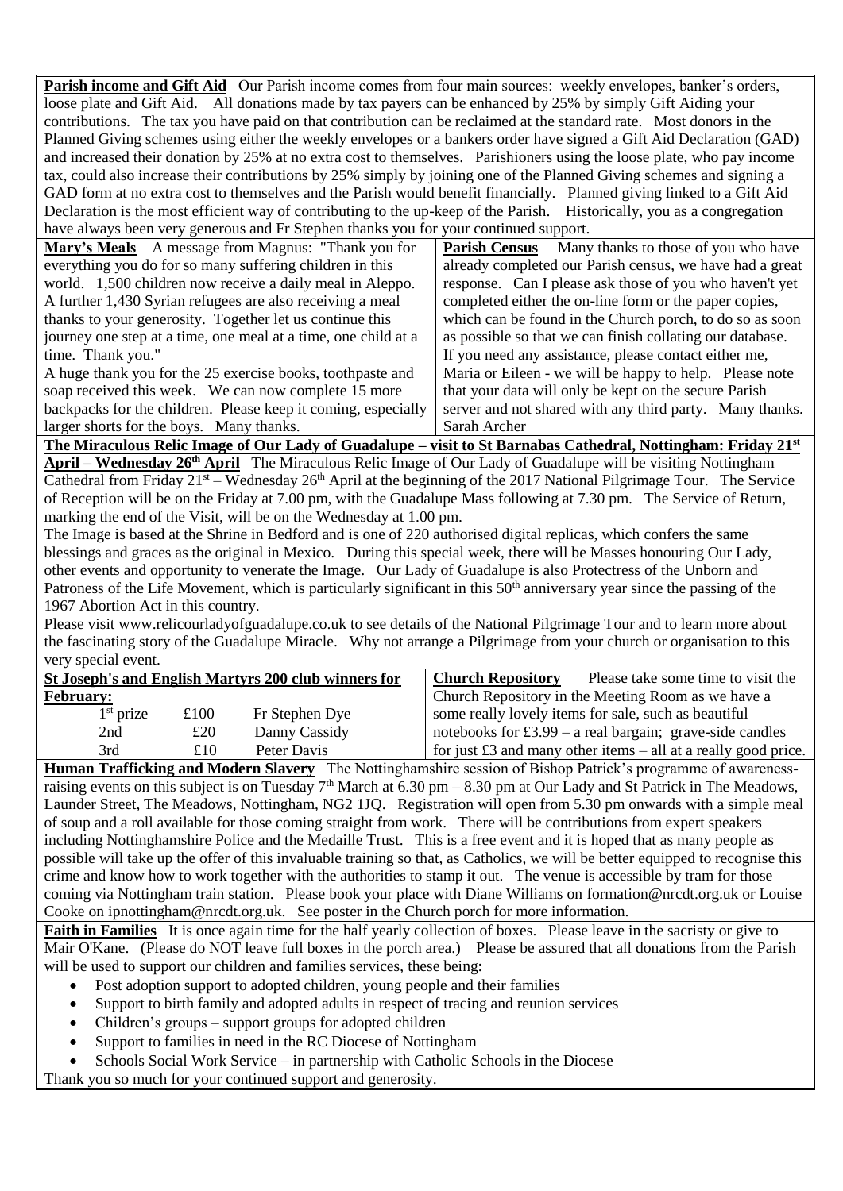**Parish income and Gift Aid** Our Parish income comes from four main sources: weekly envelopes, banker's orders, loose plate and Gift Aid. All donations made by tax payers can be enhanced by 25% by simply Gift Aiding your contributions. The tax you have paid on that contribution can be reclaimed at the standard rate. Most donors in the Planned Giving schemes using either the weekly envelopes or a bankers order have signed a Gift Aid Declaration (GAD) and increased their donation by 25% at no extra cost to themselves. Parishioners using the loose plate, who pay income tax, could also increase their contributions by 25% simply by joining one of the Planned Giving schemes and signing a GAD form at no extra cost to themselves and the Parish would benefit financially. Planned giving linked to a Gift Aid Declaration is the most efficient way of contributing to the up-keep of the Parish. Historically, you as a congregation have always been very generous and Fr Stephen thanks you for your continued support.

**Mary's Meals** A message from Magnus: "Thank you for everything you do for so many suffering children in this world. 1,500 children now receive a daily meal in Aleppo. A further 1,430 Syrian refugees are also receiving a meal thanks to your generosity. Together let us continue this journey one step at a time, one meal at a time, one child at a time. Thank you."
A huge thank you for the 25 exercise books, toothpaste and soap received this week. We can now complete 15 more backpacks for the children. Please keep it coming, especially larger shorts for the boys. Many thanks.

**Parish Census** Many thanks to those of you who have already completed our Parish census, we have had a great response. Can I please ask those of you who haven't yet completed either the on-line form or the paper copies, which can be found in the Church porch, to do so as soon as possible so that we can finish collating our database. If you need any assistance, please contact either me, Maria or Eileen - we will be happy to help. Please note that your data will only be kept on the secure Parish server and not shared with any third party. Many thanks.
Sarah Archer

**The Miraculous Relic Image of Our Lady of Guadalupe – visit to St Barnabas Cathedral, Nottingham: Friday 21st April – Wednesday 26th April** The Miraculous Relic Image of Our Lady of Guadalupe will be visiting Nottingham Cathedral from Friday 21st – Wednesday 26th April at the beginning of the 2017 National Pilgrimage Tour. The Service of Reception will be on the Friday at 7.00 pm, with the Guadalupe Mass following at 7.30 pm. The Service of Return, marking the end of the Visit, will be on the Wednesday at 1.00 pm.
The Image is based at the Shrine in Bedford and is one of 220 authorised digital replicas, which confers the same blessings and graces as the original in Mexico. During this special week, there will be Masses honouring Our Lady, other events and opportunity to venerate the Image. Our Lady of Guadalupe is also Protectress of the Unborn and Patroness of the Life Movement, which is particularly significant in this 50th anniversary year since the passing of the 1967 Abortion Act in this country.
Please visit www.relicourladyofguadalupe.co.uk to see details of the National Pilgrimage Tour and to learn more about the fascinating story of the Guadalupe Miracle. Why not arrange a Pilgrimage from your church or organisation to this very special event.

**St Joseph's and English Martyrs 200 club winners for February:**

| | | |
|---|---|---|
| 1st prize | £100 | Fr Stephen Dye |
| 2nd | £20 | Danny Cassidy |
| 3rd | £10 | Peter Davis |

**Church Repository** Please take some time to visit the Church Repository in the Meeting Room as we have a some really lovely items for sale, such as beautiful notebooks for £3.99 – a real bargain; grave-side candles for just £3 and many other items – all at a really good price.

**Human Trafficking and Modern Slavery** The Nottinghamshire session of Bishop Patrick's programme of awareness-raising events on this subject is on Tuesday 7th March at 6.30 pm – 8.30 pm at Our Lady and St Patrick in The Meadows, Launder Street, The Meadows, Nottingham, NG2 1JQ. Registration will open from 5.30 pm onwards with a simple meal of soup and a roll available for those coming straight from work. There will be contributions from expert speakers including Nottinghamshire Police and the Medaille Trust. This is a free event and it is hoped that as many people as possible will take up the offer of this invaluable training so that, as Catholics, we will be better equipped to recognise this crime and know how to work together with the authorities to stamp it out. The venue is accessible by tram for those coming via Nottingham train station. Please book your place with Diane Williams on formation@nrcdt.org.uk or Louise Cooke on ipnottingham@nrcdt.org.uk. See poster in the Church porch for more information.

**Faith in Families** It is once again time for the half yearly collection of boxes. Please leave in the sacristy or give to Mair O'Kane. (Please do NOT leave full boxes in the porch area.) Please be assured that all donations from the Parish will be used to support our children and families services, these being:

- Post adoption support to adopted children, young people and their families
- Support to birth family and adopted adults in respect of tracing and reunion services
- Children's groups – support groups for adopted children
- Support to families in need in the RC Diocese of Nottingham
- Schools Social Work Service – in partnership with Catholic Schools in the Diocese

Thank you so much for your continued support and generosity.